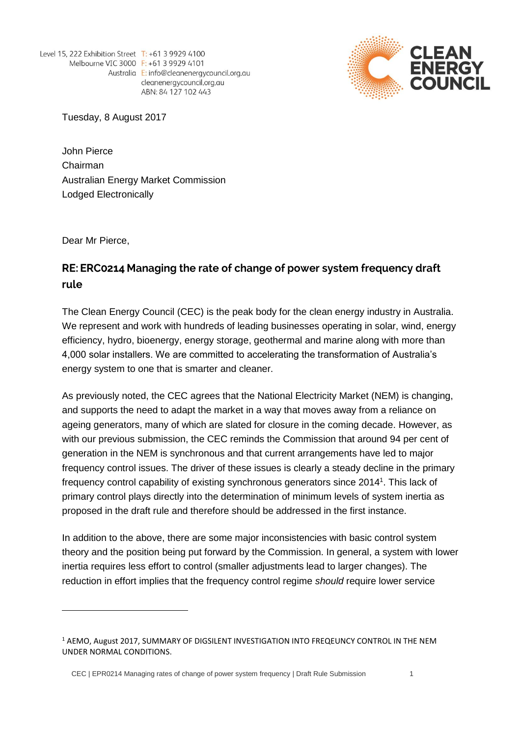Level 15, 222 Exhibition Street T: +61 3 9929 4100
Melbourne VIC 3000 F: +61 3 9929 4101
Australia E: info@cleanenergycouncil.org.au
cleanenergycouncil.org.au
ABN: 84 127 102 443

Tuesday, 8 August 2017

John Pierce
Chairman
Australian Energy Market Commission
Lodged Electronically

Dear Mr Pierce,

## RE: ERC0214 Managing the rate of change of power system frequency draft rule

The Clean Energy Council (CEC) is the peak body for the clean energy industry in Australia. We represent and work with hundreds of leading businesses operating in solar, wind, energy efficiency, hydro, bioenergy, energy storage, geothermal and marine along with more than 4,000 solar installers. We are committed to accelerating the transformation of Australia's energy system to one that is smarter and cleaner.

As previously noted, the CEC agrees that the National Electricity Market (NEM) is changing, and supports the need to adapt the market in a way that moves away from a reliance on ageing generators, many of which are slated for closure in the coming decade. However, as with our previous submission, the CEC reminds the Commission that around 94 per cent of generation in the NEM is synchronous and that current arrangements have led to major frequency control issues. The driver of these issues is clearly a steady decline in the primary frequency control capability of existing synchronous generators since 2014[1]. This lack of primary control plays directly into the determination of minimum levels of system inertia as proposed in the draft rule and therefore should be addressed in the first instance.

In addition to the above, there are some major inconsistencies with basic control system theory and the position being put forward by the Commission. In general, a system with lower inertia requires less effort to control (smaller adjustments lead to larger changes). The reduction in effort implies that the frequency control regime *should* require lower service

[1] AEMO, August 2017, SUMMARY OF DIGSILENT INVESTIGATION INTO FREQEUNCY CONTROL IN THE NEM UNDER NORMAL CONDITIONS.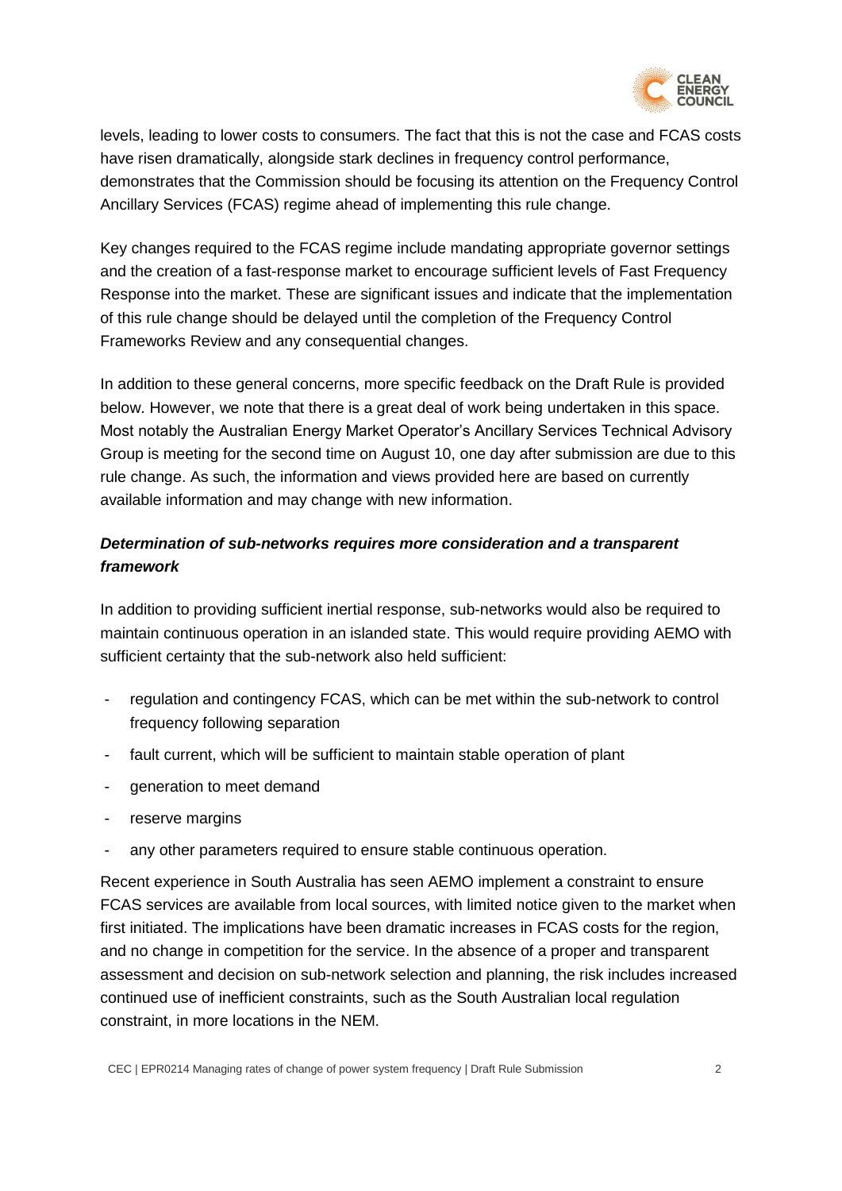levels, leading to lower costs to consumers. The fact that this is not the case and FCAS costs have risen dramatically, alongside stark declines in frequency control performance, demonstrates that the Commission should be focusing its attention on the Frequency Control Ancillary Services (FCAS) regime ahead of implementing this rule change.

Key changes required to the FCAS regime include mandating appropriate governor settings and the creation of a fast-response market to encourage sufficient levels of Fast Frequency Response into the market. These are significant issues and indicate that the implementation of this rule change should be delayed until the completion of the Frequency Control Frameworks Review and any consequential changes.

In addition to these general concerns, more specific feedback on the Draft Rule is provided below. However, we note that there is a great deal of work being undertaken in this space. Most notably the Australian Energy Market Operator's Ancillary Services Technical Advisory Group is meeting for the second time on August 10, one day after submission are due to this rule change. As such, the information and views provided here are based on currently available information and may change with new information.

### *Determination of sub-networks requires more consideration and a transparent framework*

In addition to providing sufficient inertial response, sub-networks would also be required to maintain continuous operation in an islanded state. This would require providing AEMO with sufficient certainty that the sub-network also held sufficient:

- regulation and contingency FCAS, which can be met within the sub-network to control frequency following separation
- fault current, which will be sufficient to maintain stable operation of plant
- generation to meet demand
- reserve margins
- any other parameters required to ensure stable continuous operation.

Recent experience in South Australia has seen AEMO implement a constraint to ensure FCAS services are available from local sources, with limited notice given to the market when first initiated. The implications have been dramatic increases in FCAS costs for the region, and no change in competition for the service. In the absence of a proper and transparent assessment and decision on sub-network selection and planning, the risk includes increased continued use of inefficient constraints, such as the South Australian local regulation constraint, in more locations in the NEM.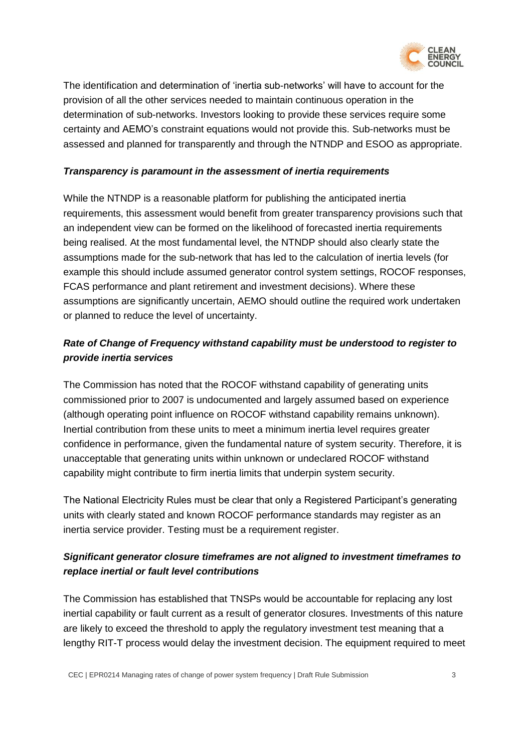The identification and determination of 'inertia sub-networks' will have to account for the provision of all the other services needed to maintain continuous operation in the determination of sub-networks. Investors looking to provide these services require some certainty and AEMO's constraint equations would not provide this. Sub-networks must be assessed and planned for transparently and through the NTNDP and ESOO as appropriate.

### *Transparency is paramount in the assessment of inertia requirements*

While the NTNDP is a reasonable platform for publishing the anticipated inertia requirements, this assessment would benefit from greater transparency provisions such that an independent view can be formed on the likelihood of forecasted inertia requirements being realised. At the most fundamental level, the NTNDP should also clearly state the assumptions made for the sub-network that has led to the calculation of inertia levels (for example this should include assumed generator control system settings, ROCOF responses, FCAS performance and plant retirement and investment decisions). Where these assumptions are significantly uncertain, AEMO should outline the required work undertaken or planned to reduce the level of uncertainty.

### *Rate of Change of Frequency withstand capability must be understood to register to provide inertia services*

The Commission has noted that the ROCOF withstand capability of generating units commissioned prior to 2007 is undocumented and largely assumed based on experience (although operating point influence on ROCOF withstand capability remains unknown). Inertial contribution from these units to meet a minimum inertia level requires greater confidence in performance, given the fundamental nature of system security. Therefore, it is unacceptable that generating units within unknown or undeclared ROCOF withstand capability might contribute to firm inertia limits that underpin system security.

The National Electricity Rules must be clear that only a Registered Participant's generating units with clearly stated and known ROCOF performance standards may register as an inertia service provider. Testing must be a requirement register.

### *Significant generator closure timeframes are not aligned to investment timeframes to replace inertial or fault level contributions*

The Commission has established that TNSPs would be accountable for replacing any lost inertial capability or fault current as a result of generator closures. Investments of this nature are likely to exceed the threshold to apply the regulatory investment test meaning that a lengthy RIT-T process would delay the investment decision. The equipment required to meet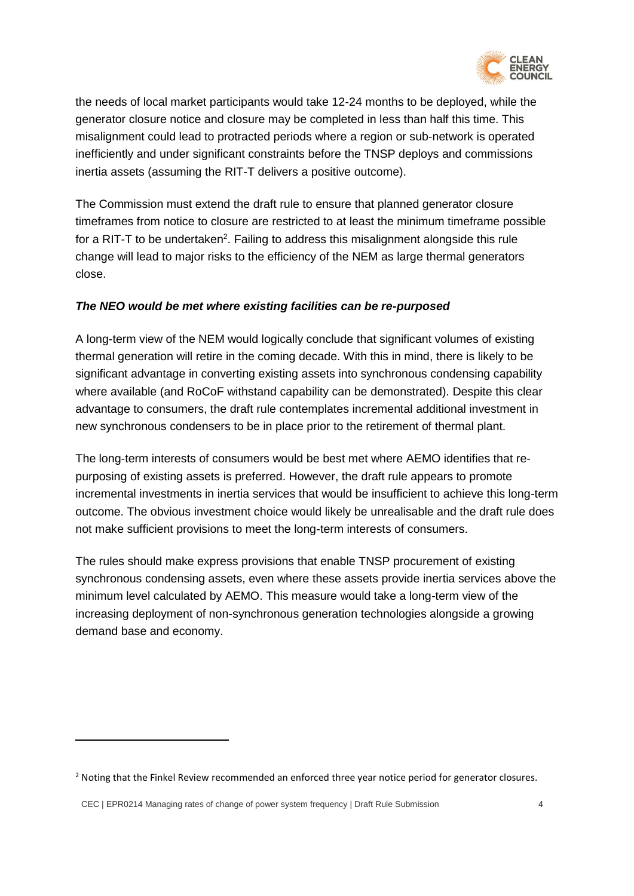the needs of local market participants would take 12-24 months to be deployed, while the generator closure notice and closure may be completed in less than half this time. This misalignment could lead to protracted periods where a region or sub-network is operated inefficiently and under significant constraints before the TNSP deploys and commissions inertia assets (assuming the RIT-T delivers a positive outcome).

The Commission must extend the draft rule to ensure that planned generator closure timeframes from notice to closure are restricted to at least the minimum timeframe possible for a RIT-T to be undertaken[2]. Failing to address this misalignment alongside this rule change will lead to major risks to the efficiency of the NEM as large thermal generators close.

***The NEO would be met where existing facilities can be re-purposed***

A long-term view of the NEM would logically conclude that significant volumes of existing thermal generation will retire in the coming decade. With this in mind, there is likely to be significant advantage in converting existing assets into synchronous condensing capability where available (and RoCoF withstand capability can be demonstrated). Despite this clear advantage to consumers, the draft rule contemplates incremental additional investment in new synchronous condensers to be in place prior to the retirement of thermal plant.

The long-term interests of consumers would be best met where AEMO identifies that re-purposing of existing assets is preferred. However, the draft rule appears to promote incremental investments in inertia services that would be insufficient to achieve this long-term outcome. The obvious investment choice would likely be unrealisable and the draft rule does not make sufficient provisions to meet the long-term interests of consumers.

The rules should make express provisions that enable TNSP procurement of existing synchronous condensing assets, even where these assets provide inertia services above the minimum level calculated by AEMO. This measure would take a long-term view of the increasing deployment of non-synchronous generation technologies alongside a growing demand base and economy.

[2] Noting that the Finkel Review recommended an enforced three year notice period for generator closures.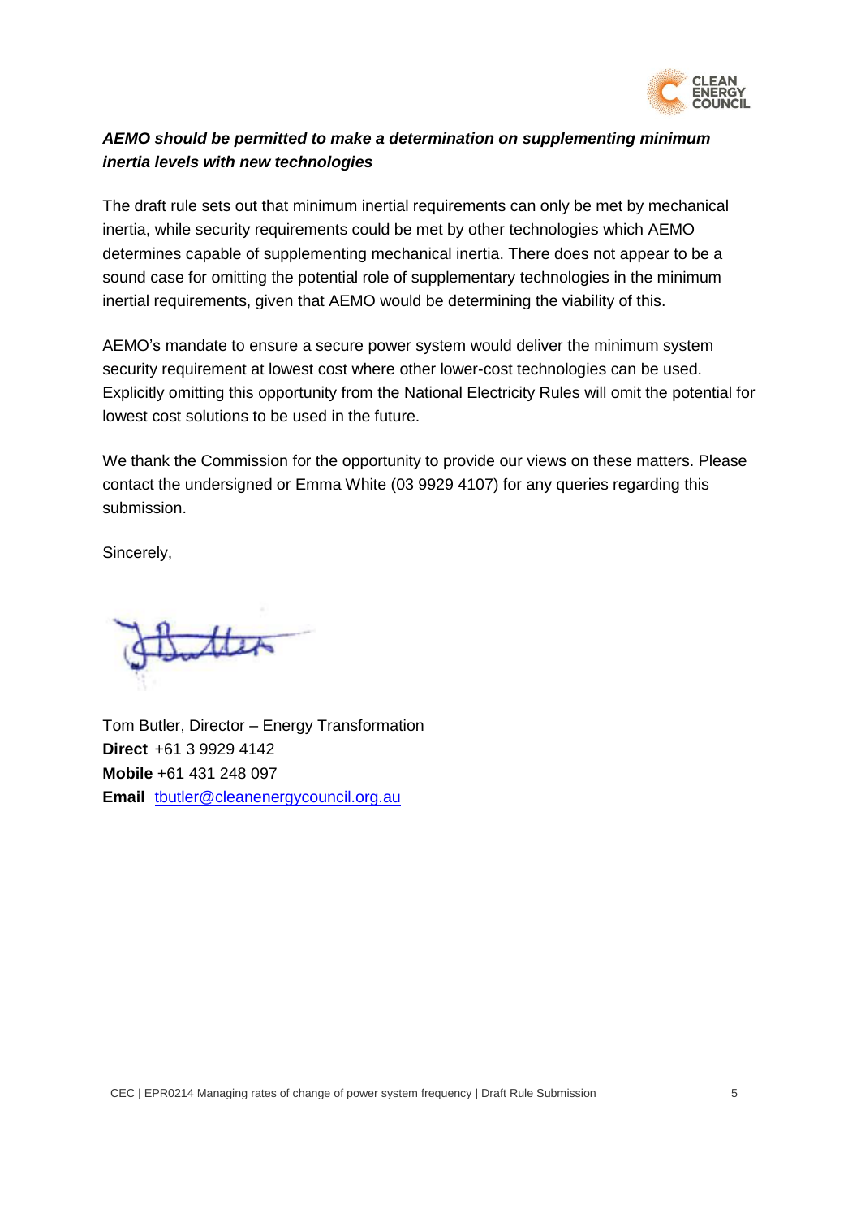***AEMO should be permitted to make a determination on supplementing minimum inertia levels with new technologies***

The draft rule sets out that minimum inertial requirements can only be met by mechanical inertia, while security requirements could be met by other technologies which AEMO determines capable of supplementing mechanical inertia. There does not appear to be a sound case for omitting the potential role of supplementary technologies in the minimum inertial requirements, given that AEMO would be determining the viability of this.

AEMO's mandate to ensure a secure power system would deliver the minimum system security requirement at lowest cost where other lower-cost technologies can be used. Explicitly omitting this opportunity from the National Electricity Rules will omit the potential for lowest cost solutions to be used in the future.

We thank the Commission for the opportunity to provide our views on these matters. Please contact the undersigned or Emma White (03 9929 4107) for any queries regarding this submission.

Sincerely,

Tom Butler, Director – Energy Transformation
**Direct** +61 3 9929 4142
**Mobile** +61 431 248 097
**Email** tbutler@cleanenergycouncil.org.au